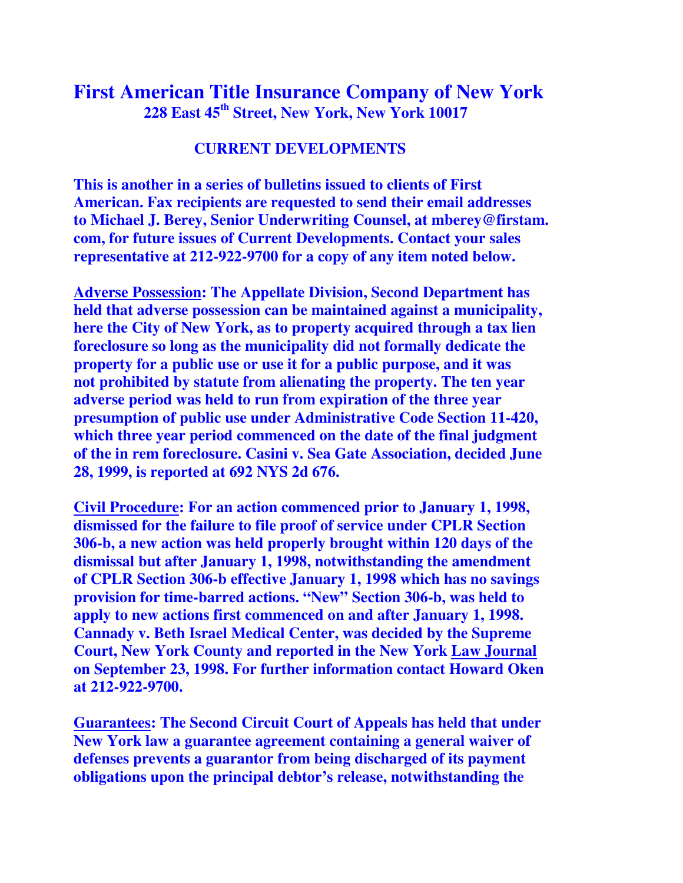# First American Title Insurance Company of New York

### 228 East 45th Street, New York, New York 10017

## CURRENT DEVELOPMENTS

**This is another in a series of bulletins issued to clients of First American. Fax recipients are requested to send their email addresses to Michael J. Berey, Senior Underwriting Counsel, at mberey@firstam.com, for future issues of Current Developments. Contact your sales representative at 212-922-9700 for a copy of any item noted below.**

**<u>Adverse Possession</u>: The Appellate Division, Second Department has held that adverse possession can be maintained against a municipality, here the City of New York, as to property acquired through a tax lien foreclosure so long as the municipality did not formally dedicate the property for a public use or use it for a public purpose, and it was not prohibited by statute from alienating the property. The ten year adverse period was held to run from expiration of the three year presumption of public use under Administrative Code Section 11-420, which three year period commenced on the date of the final judgment of the in rem foreclosure. Casini v. Sea Gate Association, decided June 28, 1999, is reported at 692 NYS 2d 676.**

**<u>Civil Procedure</u>: For an action commenced prior to January 1, 1998, dismissed for the failure to file proof of service under CPLR Section 306-b, a new action was held properly brought within 120 days of the dismissal but after January 1, 1998, notwithstanding the amendment of CPLR Section 306-b effective January 1, 1998 which has no savings provision for time-barred actions. "New" Section 306-b, was held to apply to new actions first commenced on and after January 1, 1998. Cannady v. Beth Israel Medical Center, was decided by the Supreme Court, New York County and reported in the New York <u>Law Journal</u> on September 23, 1998. For further information contact Howard Oken at 212-922-9700.**

**<u>Guarantees</u>: The Second Circuit Court of Appeals has held that under New York law a guarantee agreement containing a general waiver of defenses prevents a guarantor from being discharged of its payment obligations upon the principal debtor's release, notwithstanding the**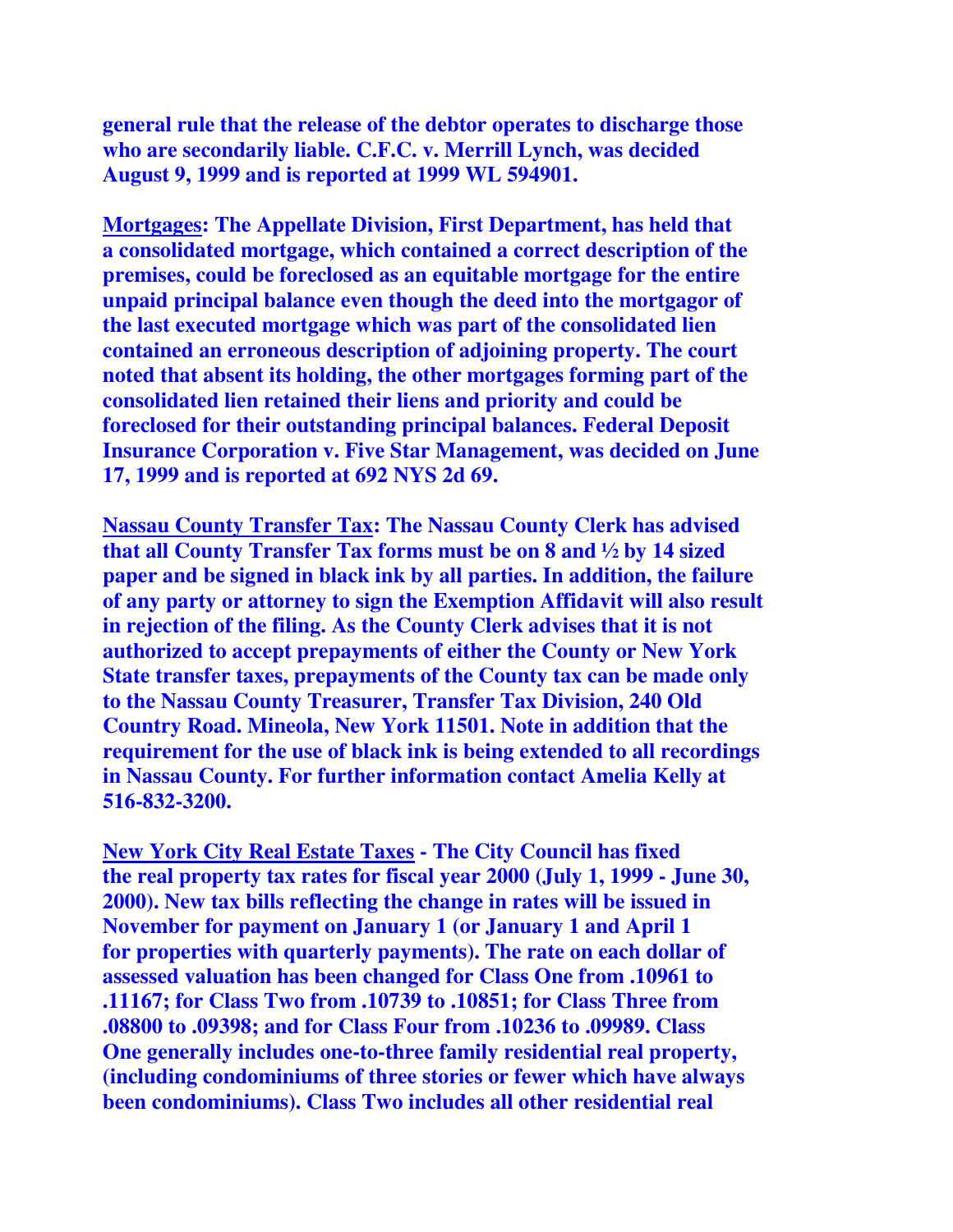**general rule that the release of the debtor operates to discharge those who are secondarily liable. C.F.C. v. Merrill Lynch, was decided August 9, 1999 and is reported at 1999 WL 594901.**

**<u>Mortgages</u>: The Appellate Division, First Department, has held that a consolidated mortgage, which contained a correct description of the premises, could be foreclosed as an equitable mortgage for the entire unpaid principal balance even though the deed into the mortgagor of the last executed mortgage which was part of the consolidated lien contained an erroneous description of adjoining property. The court noted that absent its holding, the other mortgages forming part of the consolidated lien retained their liens and priority and could be foreclosed for their outstanding principal balances. Federal Deposit Insurance Corporation v. Five Star Management, was decided on June 17, 1999 and is reported at 692 NYS 2d 69.**

**<u>Nassau County Transfer Tax</u>: The Nassau County Clerk has advised that all County Transfer Tax forms must be on 8 and ½ by 14 sized paper and be signed in black ink by all parties. In addition, the failure of any party or attorney to sign the Exemption Affidavit will also result in rejection of the filing. As the County Clerk advises that it is not authorized to accept prepayments of either the County or New York State transfer taxes, prepayments of the County tax can be made only to the Nassau County Treasurer, Transfer Tax Division, 240 Old Country Road. Mineola, New York 11501. Note in addition that the requirement for the use of black ink is being extended to all recordings in Nassau County. For further information contact Amelia Kelly at 516-832-3200.**

**<u>New York City Real Estate Taxes</u> - The City Council has fixed the real property tax rates for fiscal year 2000 (July 1, 1999 - June 30, 2000). New tax bills reflecting the change in rates will be issued in November for payment on January 1 (or January 1 and April 1 for properties with quarterly payments). The rate on each dollar of assessed valuation has been changed for Class One from .10961 to .11167; for Class Two from .10739 to .10851; for Class Three from .08800 to .09398; and for Class Four from .10236 to .09989. Class One generally includes one-to-three family residential real property, (including condominiums of three stories or fewer which have always been condominiums). Class Two includes all other residential real**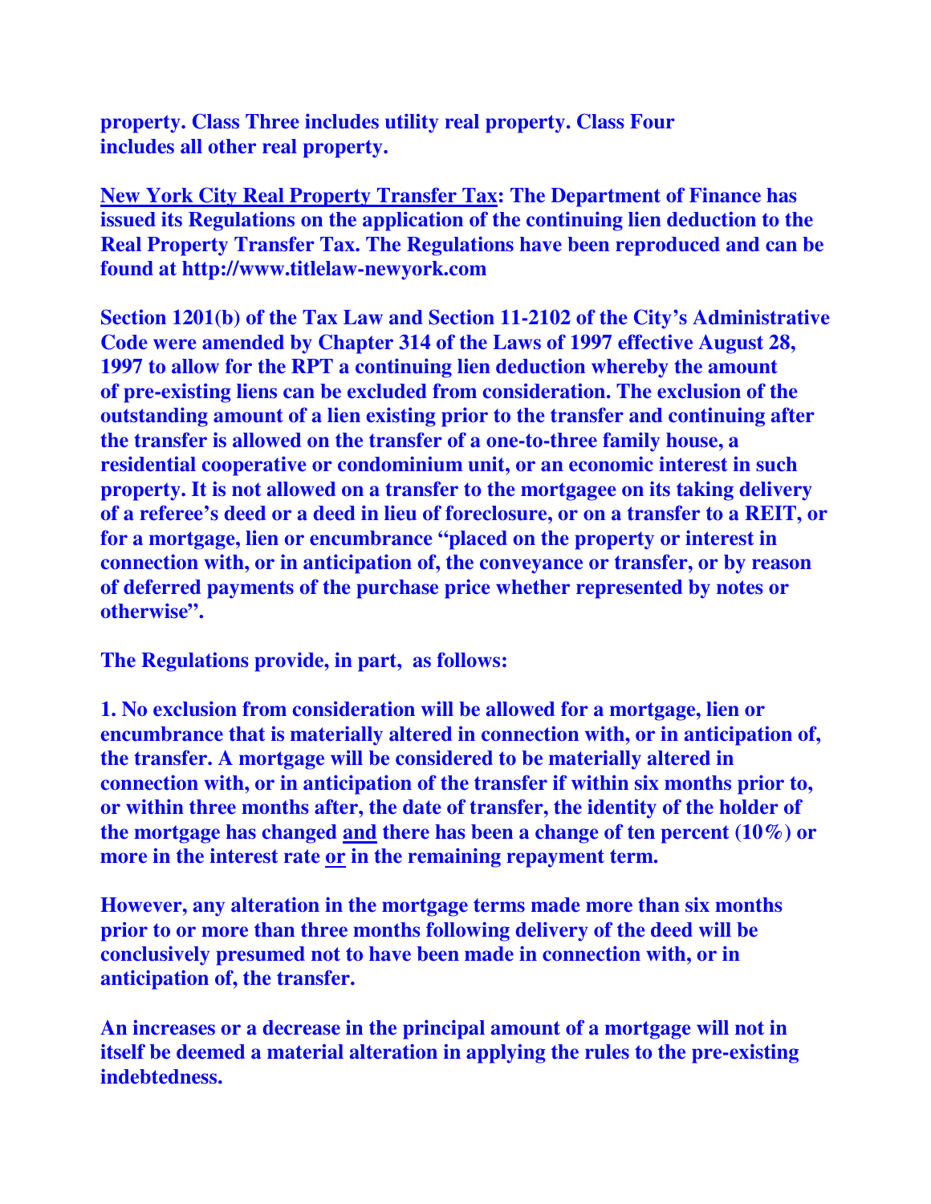**property. Class Three includes utility real property. Class Four includes all other real property.**

**<u>New York City Real Property Transfer Tax</u>: The Department of Finance has issued its Regulations on the application of the continuing lien deduction to the Real Property Transfer Tax. The Regulations have been reproduced and can be found at http://www.titlelaw-newyork.com**

**Section 1201(b) of the Tax Law and Section 11-2102 of the City's Administrative Code were amended by Chapter 314 of the Laws of 1997 effective August 28, 1997 to allow for the RPT a continuing lien deduction whereby the amount of pre-existing liens can be excluded from consideration. The exclusion of the outstanding amount of a lien existing prior to the transfer and continuing after the transfer is allowed on the transfer of a one-to-three family house, a residential cooperative or condominium unit, or an economic interest in such property. It is not allowed on a transfer to the mortgagee on its taking delivery of a referee's deed or a deed in lieu of foreclosure, or on a transfer to a REIT, or for a mortgage, lien or encumbrance "placed on the property or interest in connection with, or in anticipation of, the conveyance or transfer, or by reason of deferred payments of the purchase price whether represented by notes or otherwise".**

**The Regulations provide, in part, as follows:**

**1. No exclusion from consideration will be allowed for a mortgage, lien or encumbrance that is materially altered in connection with, or in anticipation of, the transfer. A mortgage will be considered to be materially altered in connection with, or in anticipation of the transfer if within six months prior to, or within three months after, the date of transfer, the identity of the holder of the mortgage has changed <u>and</u> there has been a change of ten percent (10%) or more in the interest rate <u>or</u> in the remaining repayment term.**

**However, any alteration in the mortgage terms made more than six months prior to or more than three months following delivery of the deed will be conclusively presumed not to have been made in connection with, or in anticipation of, the transfer.**

**An increases or a decrease in the principal amount of a mortgage will not in itself be deemed a material alteration in applying the rules to the pre-existing indebtedness.**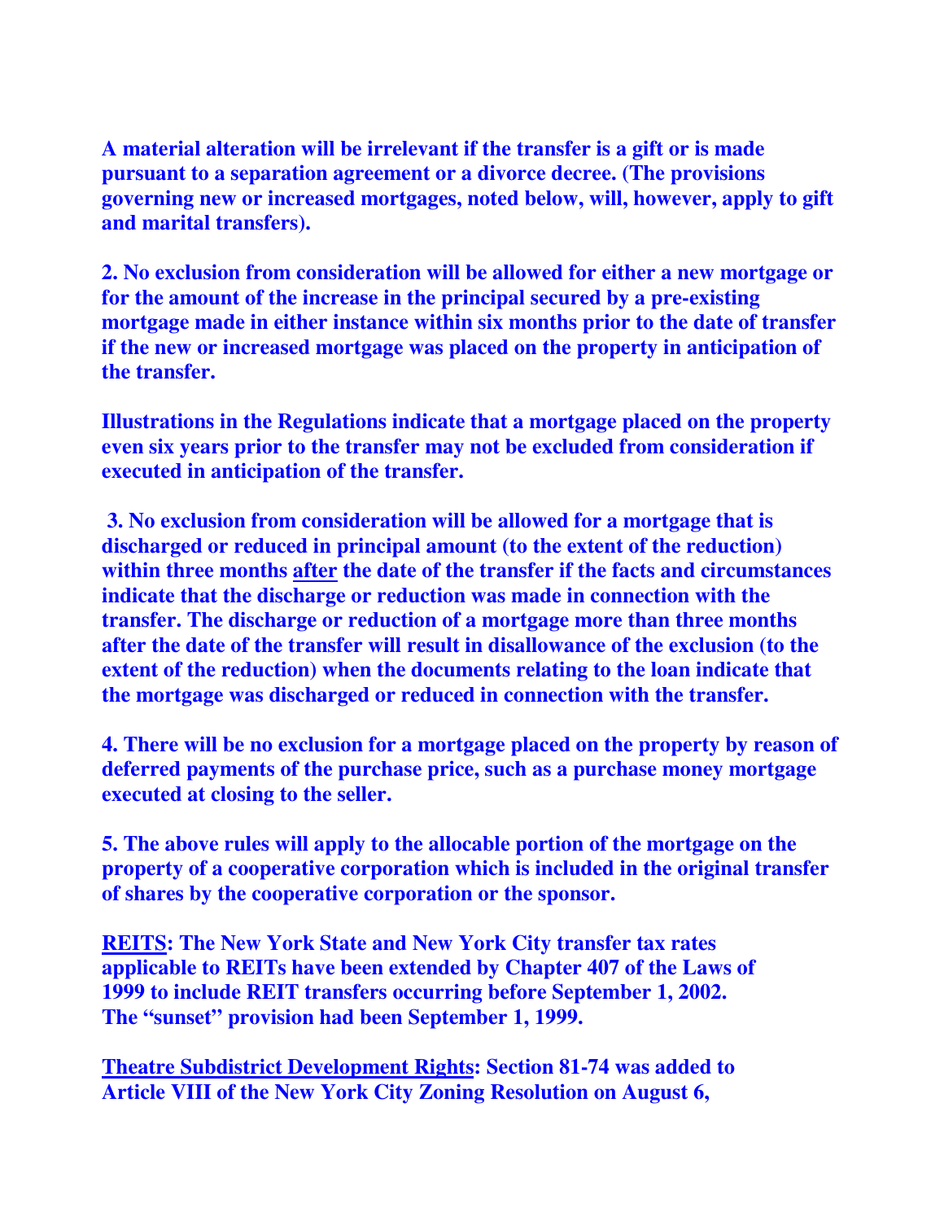**A material alteration will be irrelevant if the transfer is a gift or is made pursuant to a separation agreement or a divorce decree. (The provisions governing new or increased mortgages, noted below, will, however, apply to gift and marital transfers).**

**2. No exclusion from consideration will be allowed for either a new mortgage or for the amount of the increase in the principal secured by a pre-existing mortgage made in either instance within six months prior to the date of transfer if the new or increased mortgage was placed on the property in anticipation of the transfer.**

**Illustrations in the Regulations indicate that a mortgage placed on the property even six years prior to the transfer may not be excluded from consideration if executed in anticipation of the transfer.**

**3. No exclusion from consideration will be allowed for a mortgage that is discharged or reduced in principal amount (to the extent of the reduction) within three months <u>after</u> the date of the transfer if the facts and circumstances indicate that the discharge or reduction was made in connection with the transfer. The discharge or reduction of a mortgage more than three months after the date of the transfer will result in disallowance of the exclusion (to the extent of the reduction) when the documents relating to the loan indicate that the mortgage was discharged or reduced in connection with the transfer.**

**4. There will be no exclusion for a mortgage placed on the property by reason of deferred payments of the purchase price, such as a purchase money mortgage executed at closing to the seller.**

**5. The above rules will apply to the allocable portion of the mortgage on the property of a cooperative corporation which is included in the original transfer of shares by the cooperative corporation or the sponsor.**

**<u>REITS</u>: The New York State and New York City transfer tax rates applicable to REITs have been extended by Chapter 407 of the Laws of 1999 to include REIT transfers occurring before September 1, 2002. The "sunset" provision had been September 1, 1999.**

**<u>Theatre Subdistrict Development Rights</u>: Section 81-74 was added to Article VIII of the New York City Zoning Resolution on August 6,**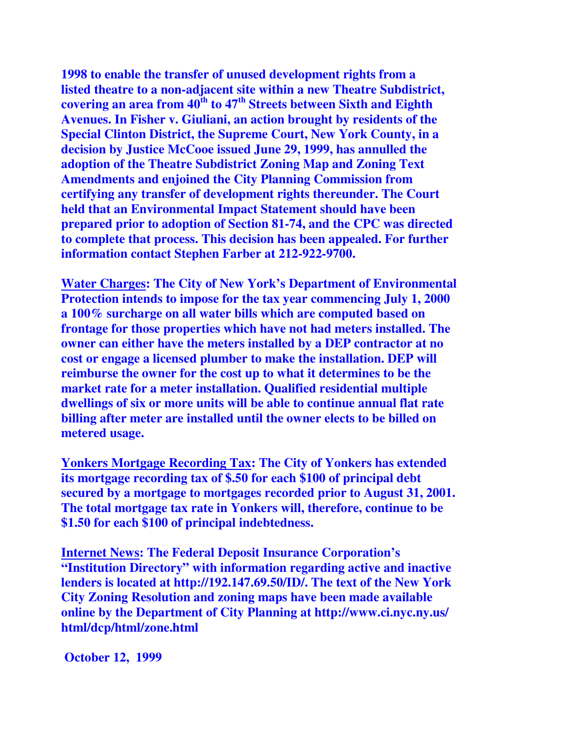**1998 to enable the transfer of unused development rights from a listed theatre to a non-adjacent site within a new Theatre Subdistrict, covering an area from 40th to 47th Streets between Sixth and Eighth Avenues. In Fisher v. Giuliani, an action brought by residents of the Special Clinton District, the Supreme Court, New York County, in a decision by Justice McCooe issued June 29, 1999, has annulled the adoption of the Theatre Subdistrict Zoning Map and Zoning Text Amendments and enjoined the City Planning Commission from certifying any transfer of development rights thereunder. The Court held that an Environmental Impact Statement should have been prepared prior to adoption of Section 81-74, and the CPC was directed to complete that process. This decision has been appealed. For further information contact Stephen Farber at 212-922-9700.**

**<u>Water Charges</u>: The City of New York's Department of Environmental Protection intends to impose for the tax year commencing July 1, 2000 a 100% surcharge on all water bills which are computed based on frontage for those properties which have not had meters installed. The owner can either have the meters installed by a DEP contractor at no cost or engage a licensed plumber to make the installation. DEP will reimburse the owner for the cost up to what it determines to be the market rate for a meter installation. Qualified residential multiple dwellings of six or more units will be able to continue annual flat rate billing after meter are installed until the owner elects to be billed on metered usage.**

**<u>Yonkers Mortgage Recording Tax</u>: The City of Yonkers has extended its mortgage recording tax of $.50 for each $100 of principal debt secured by a mortgage to mortgages recorded prior to August 31, 2001. The total mortgage tax rate in Yonkers will, therefore, continue to be $1.50 for each $100 of principal indebtedness.**

**<u>Internet News</u>: The Federal Deposit Insurance Corporation's "Institution Directory" with information regarding active and inactive lenders is located at http://192.147.69.50/ID/. The text of the New York City Zoning Resolution and zoning maps have been made available online by the Department of City Planning at http://www.ci.nyc.ny.us/html/dcp/html/zone.html**

**October 12, 1999**